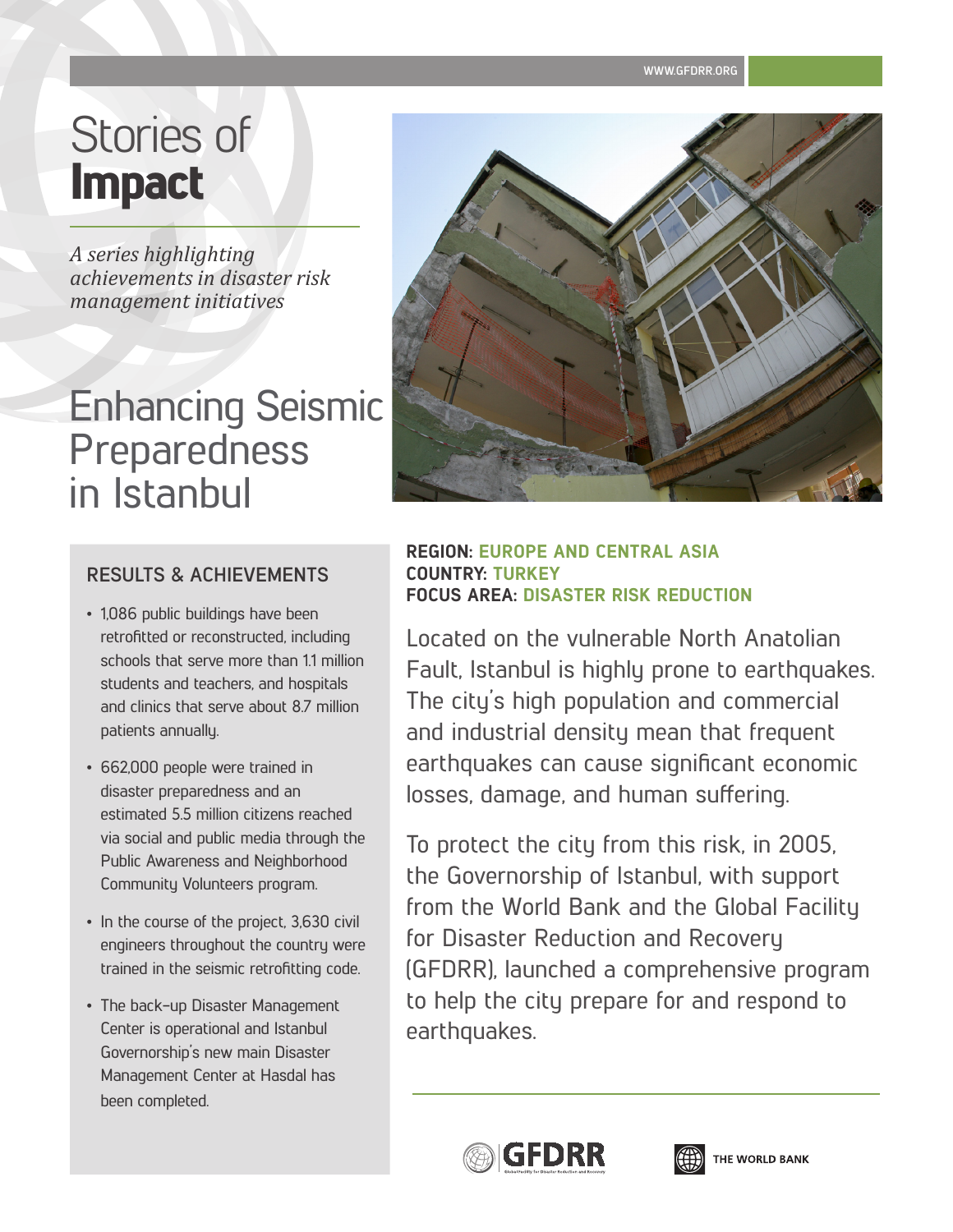# Stories of **Impact**

*A series highlighting achievements in disaster risk management initiatives*

# Enhancing Seismic Preparedness in Istanbul

**REGION:** EUROPE AND CENTRAL ASIA
**COUNTRY:** TURKEY
**FOCUS AREA:** DISASTER RISK REDUCTION

Located on the vulnerable North Anatolian Fault, Istanbul is highly prone to earthquakes. The city's high population and commercial and industrial density mean that frequent earthquakes can cause significant economic losses, damage, and human suffering.

To protect the city from this risk, in 2005, the Governorship of Istanbul, with support from the World Bank and the Global Facility for Disaster Reduction and Recovery (GFDRR), launched a comprehensive program to help the city prepare for and respond to earthquakes.

## RESULTS & ACHIEVEMENTS

- 1,086 public buildings have been retrofitted or reconstructed, including schools that serve more than 1.1 million students and teachers, and hospitals and clinics that serve about 8.7 million patients annually.
- 662,000 people were trained in disaster preparedness and an estimated 5.5 million citizens reached via social and public media through the Public Awareness and Neighborhood Community Volunteers program.
- In the course of the project, 3,630 civil engineers throughout the country were trained in the seismic retrofitting code.
- The back-up Disaster Management Center is operational and Istanbul Governorship's new main Disaster Management Center at Hasdal has been completed.

GFDRR | THE WORLD BANK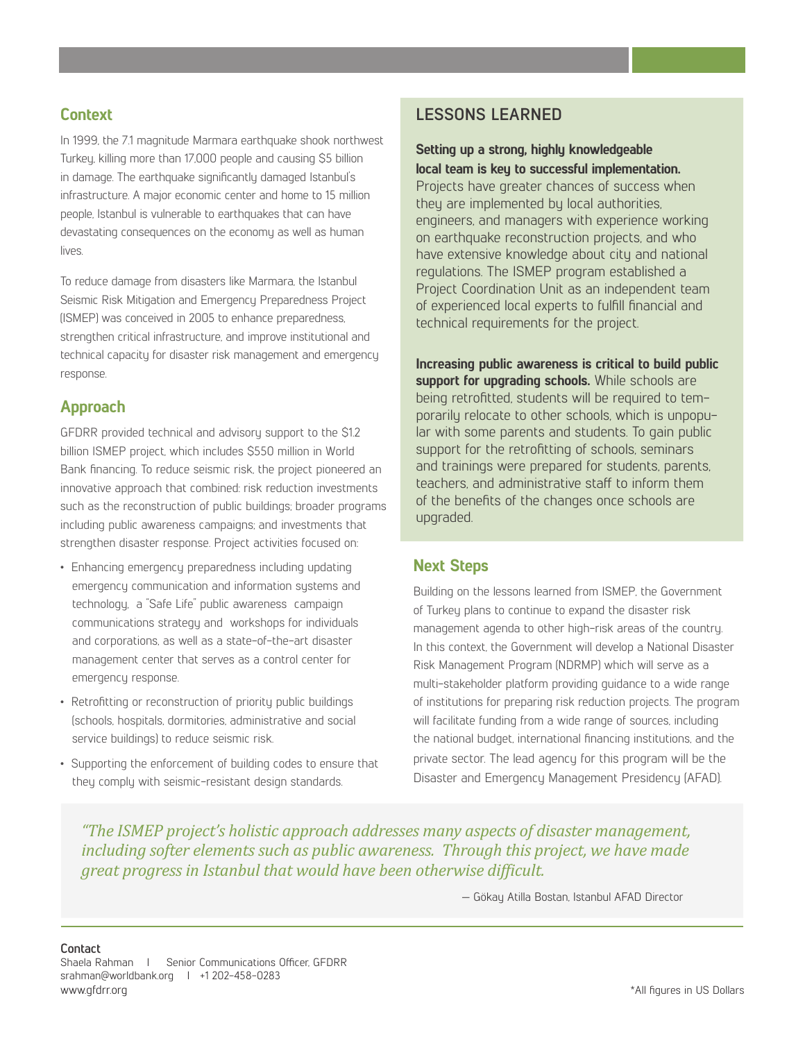## Context

In 1999, the 7.1 magnitude Marmara earthquake shook northwest Turkey, killing more than 17,000 people and causing $5 billion in damage. The earthquake significantly damaged Istanbul's infrastructure. A major economic center and home to 15 million people, Istanbul is vulnerable to earthquakes that can have devastating consequences on the economy as well as human lives.

To reduce damage from disasters like Marmara, the Istanbul Seismic Risk Mitigation and Emergency Preparedness Project (ISMEP) was conceived in 2005 to enhance preparedness, strengthen critical infrastructure, and improve institutional and technical capacity for disaster risk management and emergency response.

## Approach

GFDRR provided technical and advisory support to the $1.2 billion ISMEP project, which includes $550 million in World Bank financing. To reduce seismic risk, the project pioneered an innovative approach that combined: risk reduction investments such as the reconstruction of public buildings; broader programs including public awareness campaigns; and investments that strengthen disaster response. Project activities focused on:

- Enhancing emergency preparedness including updating emergency communication and information systems and technology, a "Safe Life" public awareness campaign communications strategy and workshops for individuals and corporations, as well as a state-of-the-art disaster management center that serves as a control center for emergency response.
- Retrofitting or reconstruction of priority public buildings (schools, hospitals, dormitories, administrative and social service buildings) to reduce seismic risk.
- Supporting the enforcement of building codes to ensure that they comply with seismic-resistant design standards.

## LESSONS LEARNED

**Setting up a strong, highly knowledgeable local team is key to successful implementation.** Projects have greater chances of success when they are implemented by local authorities, engineers, and managers with experience working on earthquake reconstruction projects, and who have extensive knowledge about city and national regulations. The ISMEP program established a Project Coordination Unit as an independent team of experienced local experts to fulfill financial and technical requirements for the project.

**Increasing public awareness is critical to build public support for upgrading schools.** While schools are being retrofitted, students will be required to temporarily relocate to other schools, which is unpopular with some parents and students. To gain public support for the retrofitting of schools, seminars and trainings were prepared for students, parents, teachers, and administrative staff to inform them of the benefits of the changes once schools are upgraded.

## Next Steps

Building on the lessons learned from ISMEP, the Government of Turkey plans to continue to expand the disaster risk management agenda to other high-risk areas of the country. In this context, the Government will develop a National Disaster Risk Management Program (NDRMP) which will serve as a multi-stakeholder platform providing guidance to a wide range of institutions for preparing risk reduction projects. The program will facilitate funding from a wide range of sources, including the national budget, international financing institutions, and the private sector. The lead agency for this program will be the Disaster and Emergency Management Presidency (AFAD).

*"The ISMEP project's holistic approach addresses many aspects of disaster management, including softer elements such as public awareness. Through this project, we have made great progress in Istanbul that would have been otherwise difficult.*

— Gökay Atilla Bostan, Istanbul AFAD Director

**Contact**
Shaela Rahman | Senior Communications Officer, GFDRR
srahman@worldbank.org | +1 202-458-0283
www.gfdrr.org

*All figures in US Dollars